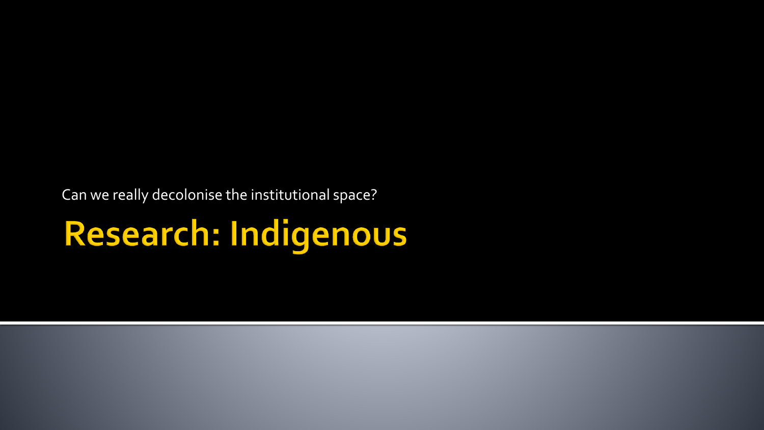Can we really decolonise the institutional space?

# Research: Indigenous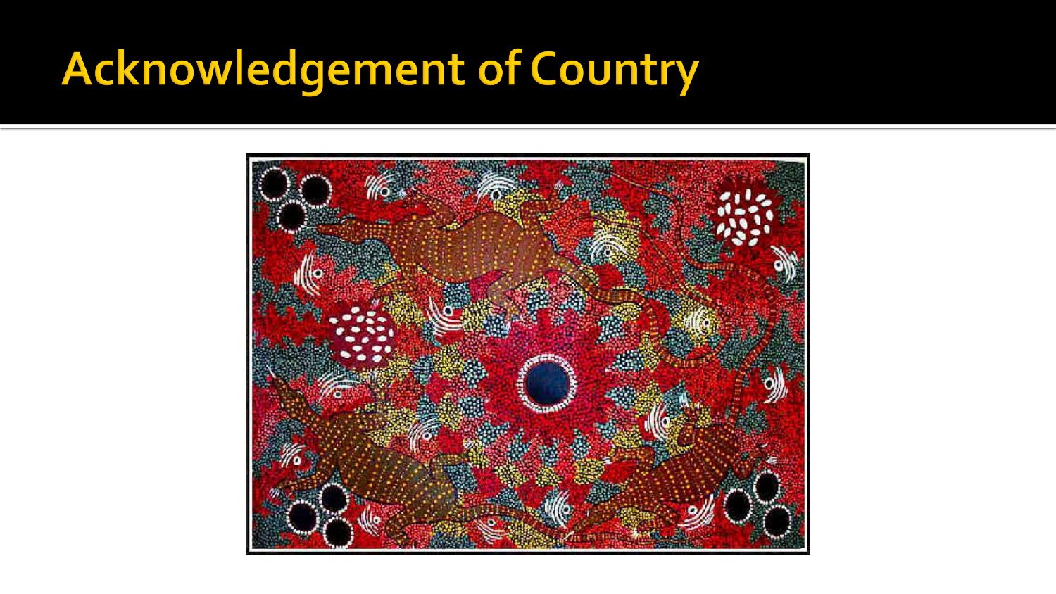# Acknowledgement of Country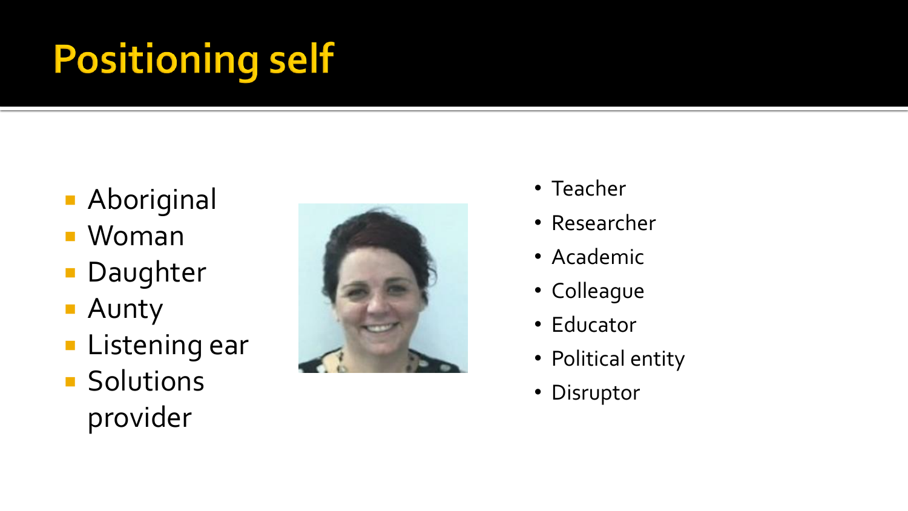# Positioning self

- Aboriginal
- Woman
- Daughter
- Aunty
- Listening ear
- Solutions provider

- Teacher
- Researcher
- Academic
- Colleague
- Educator
- Political entity
- Disruptor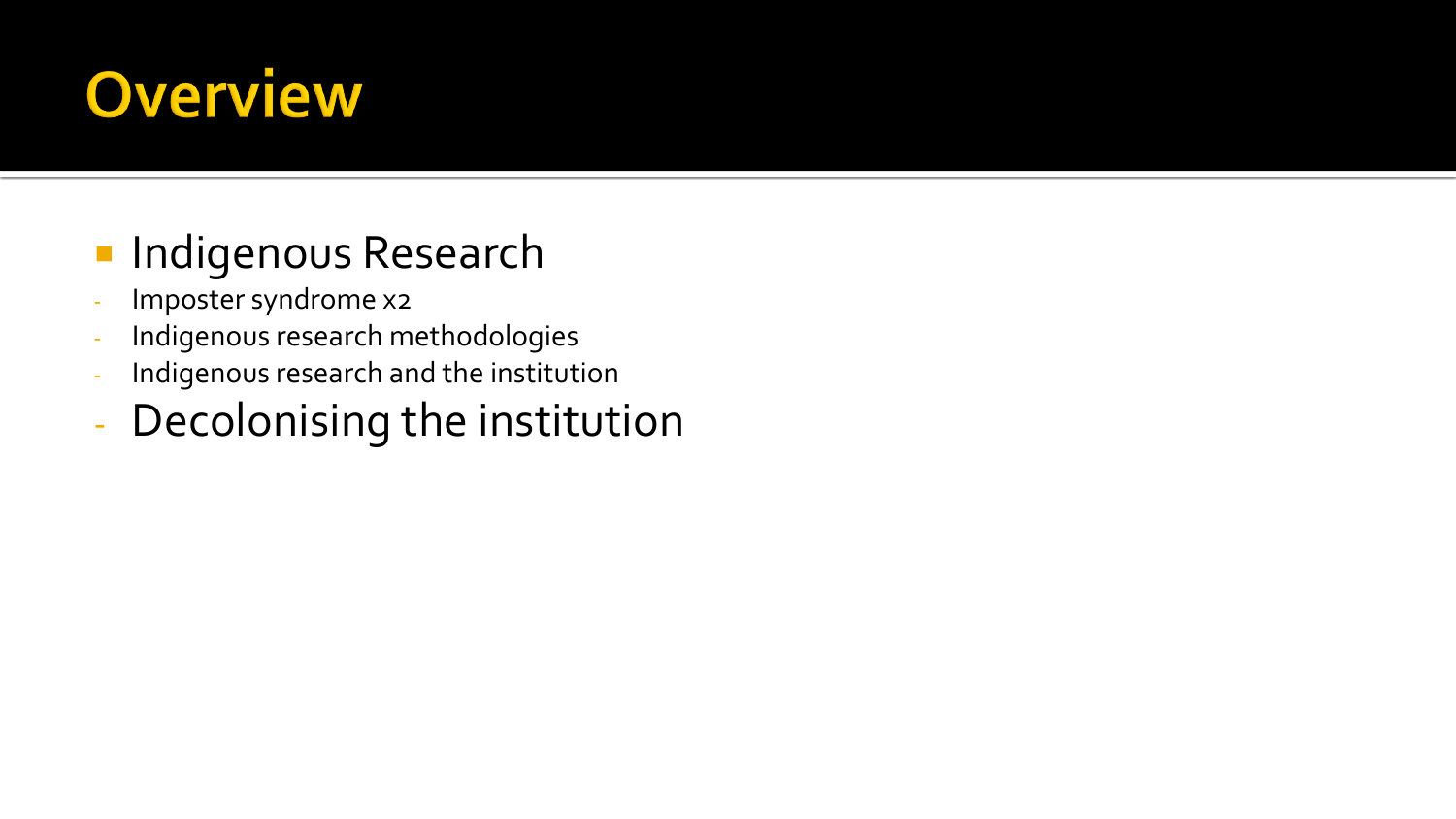# Overview

- Indigenous Research
  - Imposter syndrome x2
  - Indigenous research methodologies
  - Indigenous research and the institution
- Decolonising the institution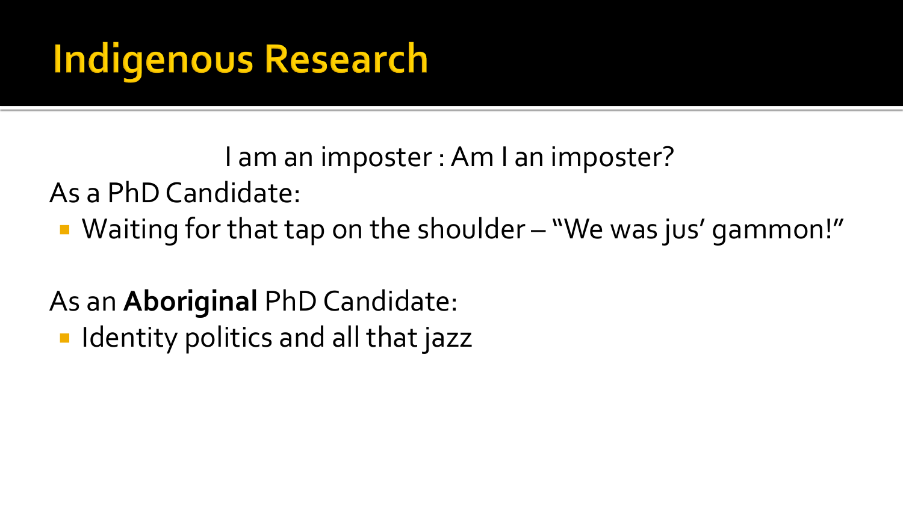# Indigenous Research

I am an imposter : Am I an imposter?

As a PhD Candidate:

- Waiting for that tap on the shoulder – "We was jus' gammon!"

As an **Aboriginal** PhD Candidate:

- Identity politics and all that jazz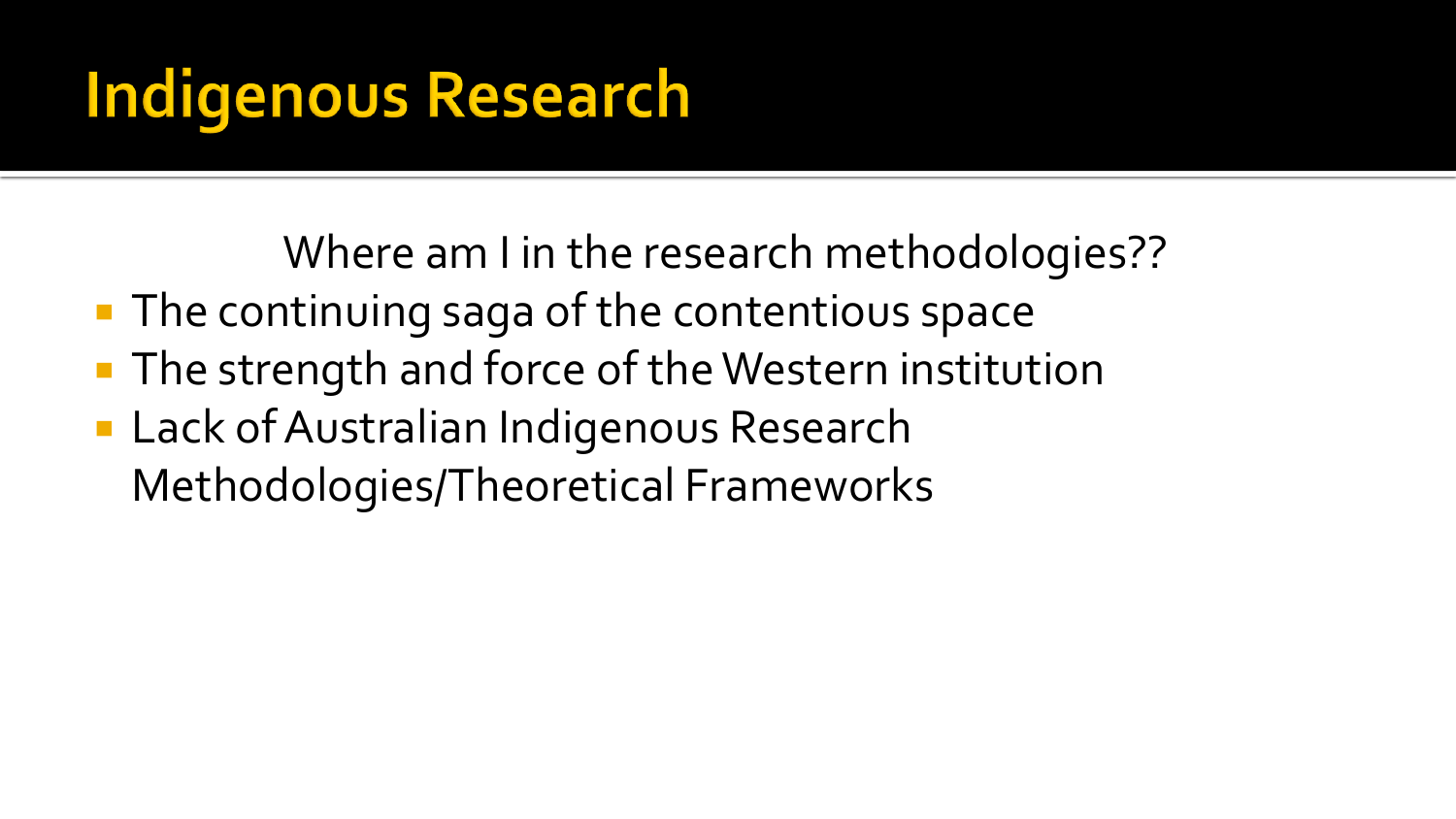# Indigenous Research

Where am I in the research methodologies??

- The continuing saga of the contentious space
- The strength and force of the Western institution
- Lack of Australian Indigenous Research Methodologies/Theoretical Frameworks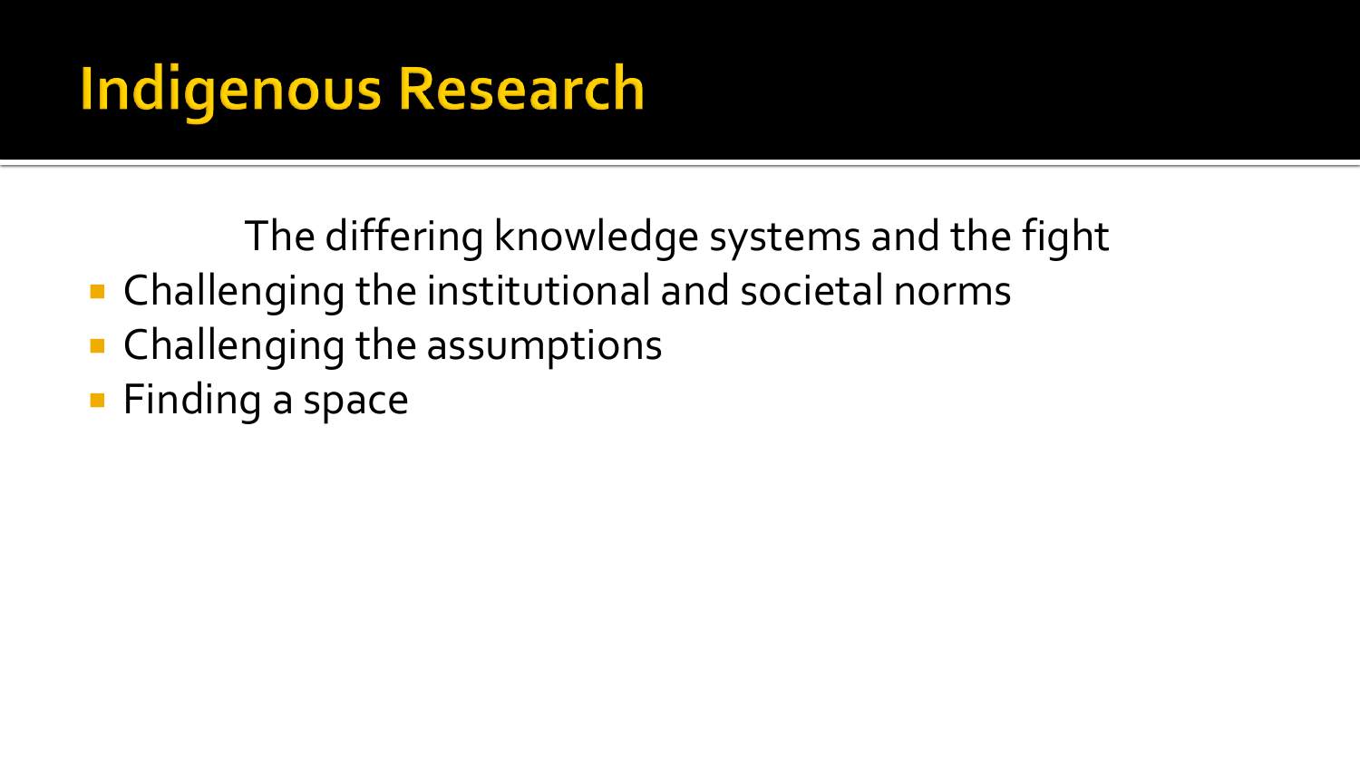# Indigenous Research

The differing knowledge systems and the fight

- Challenging the institutional and societal norms
- Challenging the assumptions
- Finding a space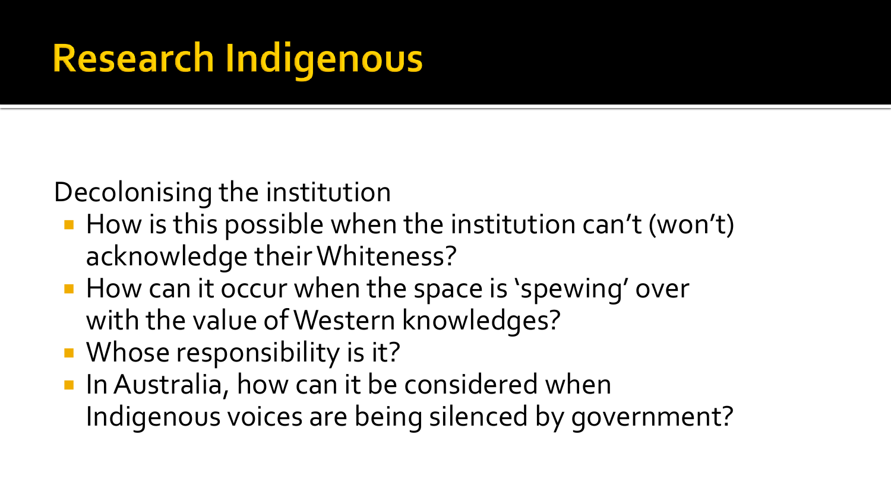# Research Indigenous

Decolonising the institution

- How is this possible when the institution can't (won't) acknowledge their Whiteness?
- How can it occur when the space is 'spewing' over with the value of Western knowledges?
- Whose responsibility is it?
- In Australia, how can it be considered when Indigenous voices are being silenced by government?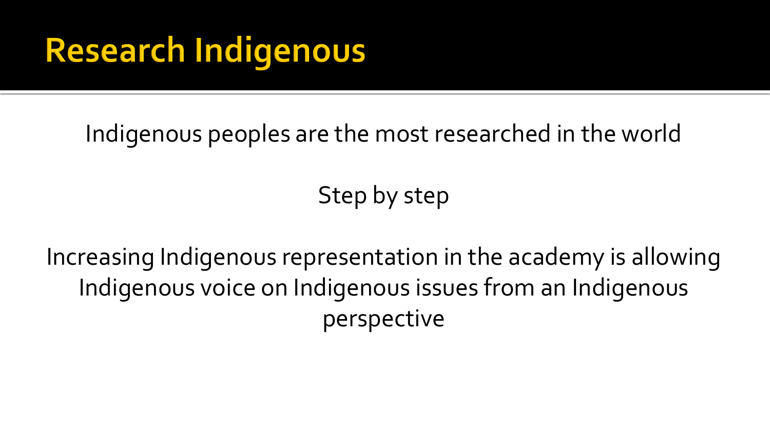# Research Indigenous

Indigenous peoples are the most researched in the world

Step by step

Increasing Indigenous representation in the academy is allowing Indigenous voice on Indigenous issues from an Indigenous perspective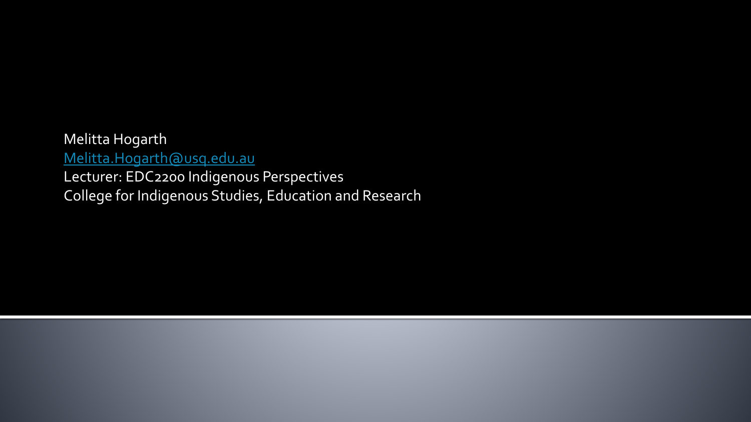Melitta Hogarth
Melitta.Hogarth@usq.edu.au
Lecturer: EDC2200 Indigenous Perspectives
College for Indigenous Studies, Education and Research